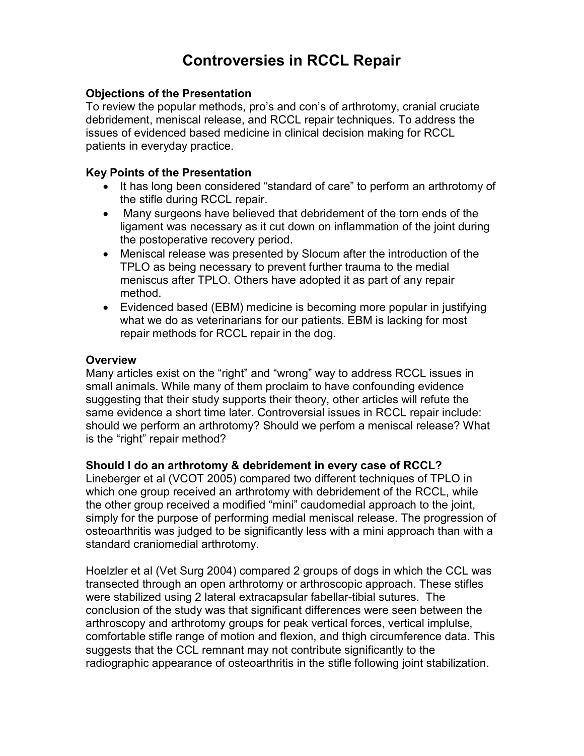# Controversies in RCCL Repair

### Objections of the Presentation

To review the popular methods, pro's and con's of arthrotomy, cranial cruciate debridement, meniscal release, and RCCL repair techniques. To address the issues of evidenced based medicine in clinical decision making for RCCL patients in everyday practice.

### Key Points of the Presentation

- It has long been considered "standard of care" to perform an arthrotomy of the stifle during RCCL repair.
- Many surgeons have believed that debridement of the torn ends of the ligament was necessary as it cut down on inflammation of the joint during the postoperative recovery period.
- Meniscal release was presented by Slocum after the introduction of the TPLO as being necessary to prevent further trauma to the medial meniscus after TPLO. Others have adopted it as part of any repair method.
- Evidenced based (EBM) medicine is becoming more popular in justifying what we do as veterinarians for our patients. EBM is lacking for most repair methods for RCCL repair in the dog.

### Overview

Many articles exist on the "right" and "wrong" way to address RCCL issues in small animals. While many of them proclaim to have confounding evidence suggesting that their study supports their theory, other articles will refute the same evidence a short time later. Controversial issues in RCCL repair include: should we perform an arthrotomy? Should we perfom a meniscal release? What is the "right" repair method?

### Should I do an arthrotomy & debridement in every case of RCCL?

Lineberger et al (VCOT 2005) compared two different techniques of TPLO in which one group received an arthrotomy with debridement of the RCCL, while the other group received a modified "mini" caudomedial approach to the joint, simply for the purpose of performing medial meniscal release. The progression of osteoarthritis was judged to be significantly less with a mini approach than with a standard craniomedial arthrotomy.

Hoelzler et al (Vet Surg 2004) compared 2 groups of dogs in which the CCL was transected through an open arthrotomy or arthroscopic approach. These stifles were stabilized using 2 lateral extracapsular fabellar-tibial sutures. The conclusion of the study was that significant differences were seen between the arthroscopy and arthrotomy groups for peak vertical forces, vertical implulse, comfortable stifle range of motion and flexion, and thigh circumference data. This suggests that the CCL remnant may not contribute significantly to the radiographic appearance of osteoarthritis in the stifle following joint stabilization.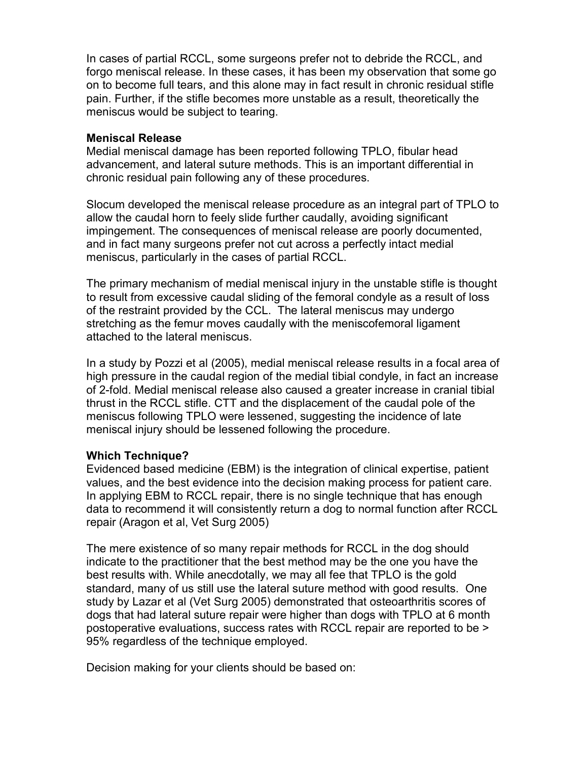In cases of partial RCCL, some surgeons prefer not to debride the RCCL, and forgo meniscal release. In these cases, it has been my observation that some go on to become full tears, and this alone may in fact result in chronic residual stifle pain. Further, if the stifle becomes more unstable as a result, theoretically the meniscus would be subject to tearing.

**Meniscal Release**

Medial meniscal damage has been reported following TPLO, fibular head advancement, and lateral suture methods. This is an important differential in chronic residual pain following any of these procedures.

Slocum developed the meniscal release procedure as an integral part of TPLO to allow the caudal horn to feely slide further caudally, avoiding significant impingement. The consequences of meniscal release are poorly documented, and in fact many surgeons prefer not cut across a perfectly intact medial meniscus, particularly in the cases of partial RCCL.

The primary mechanism of medial meniscal injury in the unstable stifle is thought to result from excessive caudal sliding of the femoral condyle as a result of loss of the restraint provided by the CCL. The lateral meniscus may undergo stretching as the femur moves caudally with the meniscofemoral ligament attached to the lateral meniscus.

In a study by Pozzi et al (2005), medial meniscal release results in a focal area of high pressure in the caudal region of the medial tibial condyle, in fact an increase of 2-fold. Medial meniscal release also caused a greater increase in cranial tibial thrust in the RCCL stifle. CTT and the displacement of the caudal pole of the meniscus following TPLO were lessened, suggesting the incidence of late meniscal injury should be lessened following the procedure.

**Which Technique?**

Evidenced based medicine (EBM) is the integration of clinical expertise, patient values, and the best evidence into the decision making process for patient care. In applying EBM to RCCL repair, there is no single technique that has enough data to recommend it will consistently return a dog to normal function after RCCL repair (Aragon et al, Vet Surg 2005)

The mere existence of so many repair methods for RCCL in the dog should indicate to the practitioner that the best method may be the one you have the best results with. While anecdotally, we may all fee that TPLO is the gold standard, many of us still use the lateral suture method with good results. One study by Lazar et al (Vet Surg 2005) demonstrated that osteoarthritis scores of dogs that had lateral suture repair were higher than dogs with TPLO at 6 month postoperative evaluations, success rates with RCCL repair are reported to be > 95% regardless of the technique employed.

Decision making for your clients should be based on: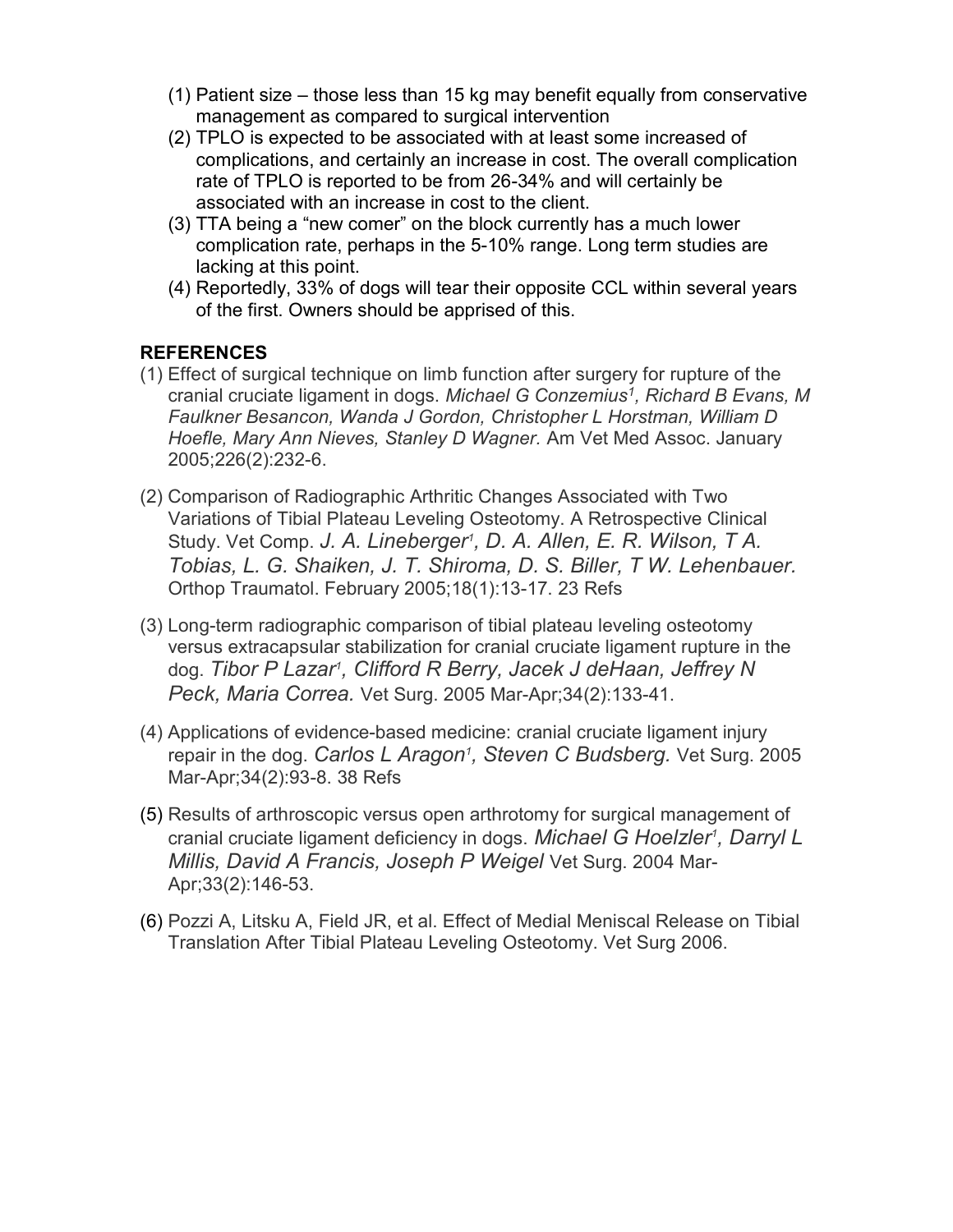(1) Patient size – those less than 15 kg may benefit equally from conservative management as compared to surgical intervention
(2) TPLO is expected to be associated with at least some increased of complications, and certainly an increase in cost. The overall complication rate of TPLO is reported to be from 26-34% and will certainly be associated with an increase in cost to the client.
(3) TTA being a "new comer" on the block currently has a much lower complication rate, perhaps in the 5-10% range. Long term studies are lacking at this point.
(4) Reportedly, 33% of dogs will tear their opposite CCL within several years of the first. Owners should be apprised of this.

## REFERENCES

(1) Effect of surgical technique on limb function after surgery for rupture of the cranial cruciate ligament in dogs. *Michael G Conzemius[1], Richard B Evans, M Faulkner Besancon, Wanda J Gordon, Christopher L Horstman, William D Hoefle, Mary Ann Nieves, Stanley D Wagner.* Am Vet Med Assoc. January 2005;226(2):232-6.

(2) Comparison of Radiographic Arthritic Changes Associated with Two Variations of Tibial Plateau Leveling Osteotomy. A Retrospective Clinical Study. Vet Comp. *J. A. Lineberger[1], D. A. Allen, E. R. Wilson, T A. Tobias, L. G. Shaiken, J. T. Shiroma, D. S. Biller, T W. Lehenbauer.* Orthop Traumatol. February 2005;18(1):13-17. 23 Refs

(3) Long-term radiographic comparison of tibial plateau leveling osteotomy versus extracapsular stabilization for cranial cruciate ligament rupture in the dog. *Tibor P Lazar[1], Clifford R Berry, Jacek J deHaan, Jeffrey N Peck, Maria Correa.* Vet Surg. 2005 Mar-Apr;34(2):133-41.

(4) Applications of evidence-based medicine: cranial cruciate ligament injury repair in the dog. *Carlos L Aragon[1], Steven C Budsberg.* Vet Surg. 2005 Mar-Apr;34(2):93-8. 38 Refs

(5) Results of arthroscopic versus open arthrotomy for surgical management of cranial cruciate ligament deficiency in dogs. *Michael G Hoelzler[1], Darryl L Millis, David A Francis, Joseph P Weigel* Vet Surg. 2004 Mar-Apr;33(2):146-53.

(6) Pozzi A, Litsku A, Field JR, et al. Effect of Medial Meniscal Release on Tibial Translation After Tibial Plateau Leveling Osteotomy. Vet Surg 2006.